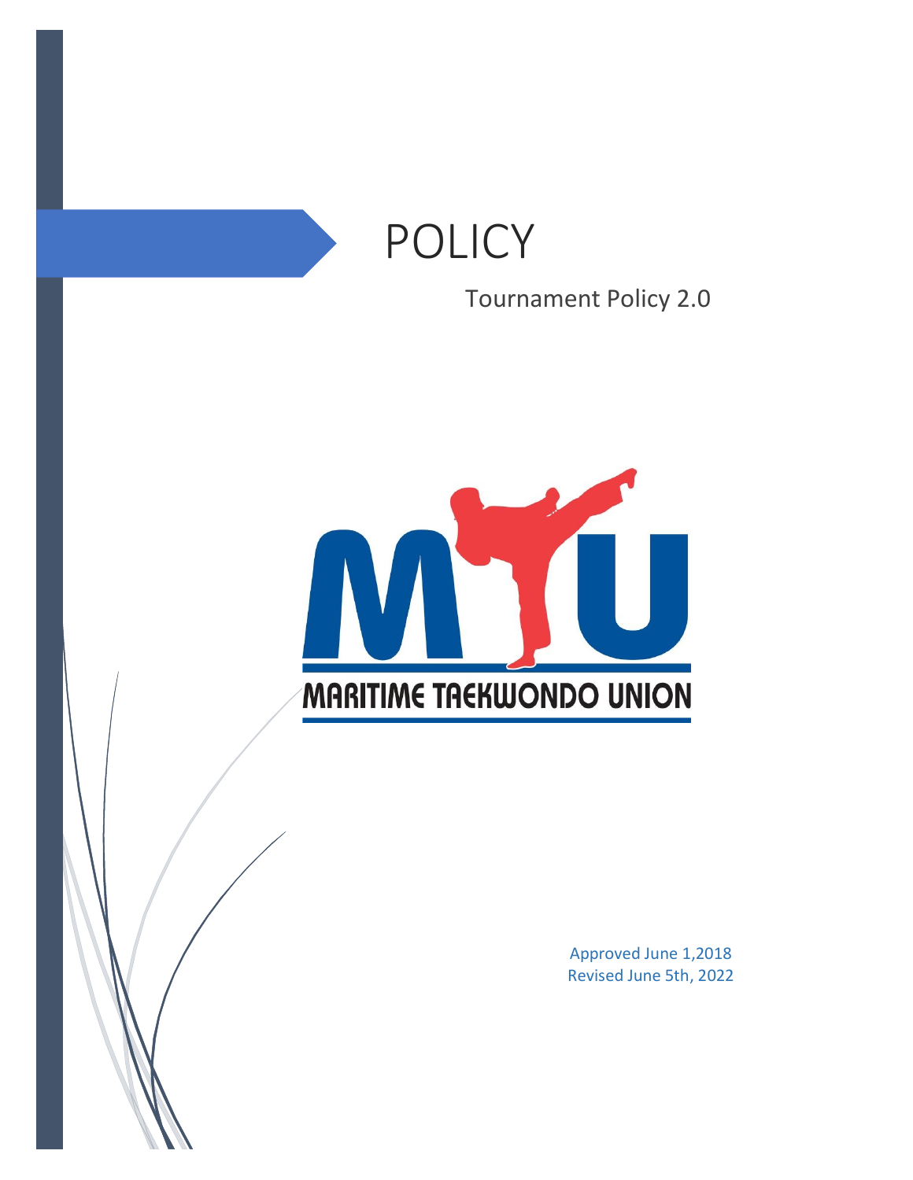# POLICY

Tournament Policy 2.0

MARITIME TAEKWONDO UNION

Approved June 1,2018
Revised June 5th, 2022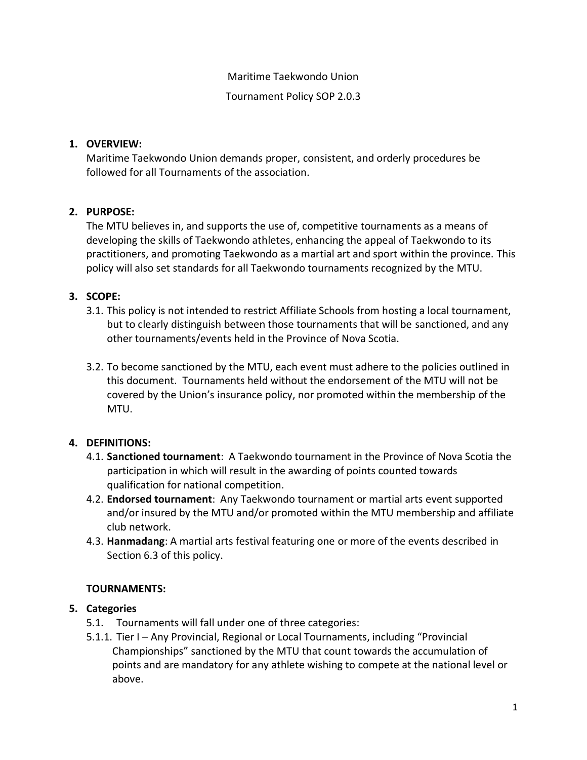Maritime Taekwondo Union

Tournament Policy SOP 2.0.3

1. **OVERVIEW:**
   Maritime Taekwondo Union demands proper, consistent, and orderly procedures be followed for all Tournaments of the association.

2. **PURPOSE:**
   The MTU believes in, and supports the use of, competitive tournaments as a means of developing the skills of Taekwondo athletes, enhancing the appeal of Taekwondo to its practitioners, and promoting Taekwondo as a martial art and sport within the province. This policy will also set standards for all Taekwondo tournaments recognized by the MTU.

3. **SCOPE:**
   - 3.1. This policy is not intended to restrict Affiliate Schools from hosting a local tournament, but to clearly distinguish between those tournaments that will be sanctioned, and any other tournaments/events held in the Province of Nova Scotia.
   - 3.2. To become sanctioned by the MTU, each event must adhere to the policies outlined in this document. Tournaments held without the endorsement of the MTU will not be covered by the Union's insurance policy, nor promoted within the membership of the MTU.

4. **DEFINITIONS:**
   - 4.1. **Sanctioned tournament**: A Taekwondo tournament in the Province of Nova Scotia the participation in which will result in the awarding of points counted towards qualification for national competition.
   - 4.2. **Endorsed tournament**: Any Taekwondo tournament or martial arts event supported and/or insured by the MTU and/or promoted within the MTU membership and affiliate club network.
   - 4.3. **Hanmadang**: A martial arts festival featuring one or more of the events described in Section 6.3 of this policy.

**TOURNAMENTS:**

5. **Categories**
   - 5.1. Tournaments will fall under one of three categories:
   - 5.1.1. Tier I – Any Provincial, Regional or Local Tournaments, including "Provincial Championships" sanctioned by the MTU that count towards the accumulation of points and are mandatory for any athlete wishing to compete at the national level or above.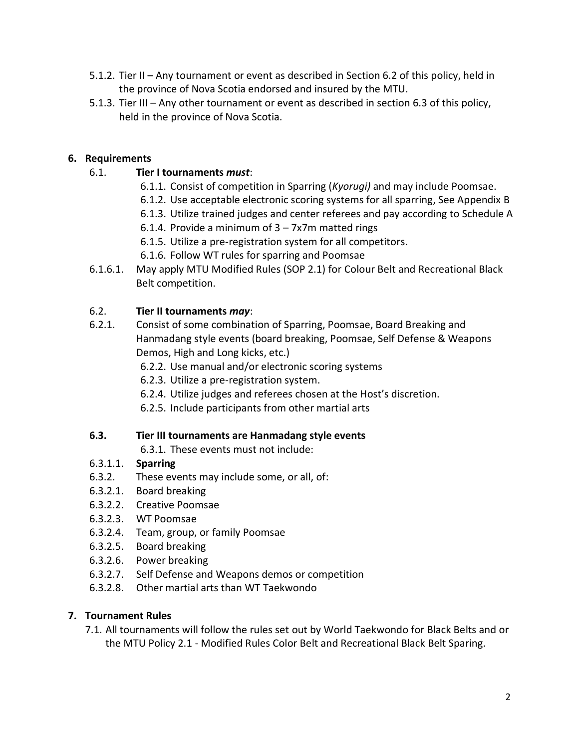5.1.2. Tier II – Any tournament or event as described in Section 6.2 of this policy, held in the province of Nova Scotia endorsed and insured by the MTU.

5.1.3. Tier III – Any other tournament or event as described in section 6.3 of this policy, held in the province of Nova Scotia.

## 6. Requirements

6.1. **Tier I tournaments *must***:

- 6.1.1. Consist of competition in Sparring (*Kyorugi)* and may include Poomsae.
- 6.1.2. Use acceptable electronic scoring systems for all sparring, See Appendix B
- 6.1.3. Utilize trained judges and center referees and pay according to Schedule A
- 6.1.4. Provide a minimum of 3 – 7x7m matted rings
- 6.1.5. Utilize a pre-registration system for all competitors.
- 6.1.6. Follow WT rules for sparring and Poomsae

6.1.6.1. May apply MTU Modified Rules (SOP 2.1) for Colour Belt and Recreational Black Belt competition.

6.2. **Tier II tournaments *may***:

6.2.1. Consist of some combination of Sparring, Poomsae, Board Breaking and Hanmadang style events (board breaking, Poomsae, Self Defense & Weapons Demos, High and Long kicks, etc.)

- 6.2.2. Use manual and/or electronic scoring systems
- 6.2.3. Utilize a pre-registration system.
- 6.2.4. Utilize judges and referees chosen at the Host's discretion.
- 6.2.5. Include participants from other martial arts

**6.3. Tier III tournaments are Hanmadang style events**

6.3.1. These events must not include:

6.3.1.1. **Sparring**

6.3.2. These events may include some, or all, of:

- 6.3.2.1. Board breaking
- 6.3.2.2. Creative Poomsae
- 6.3.2.3. WT Poomsae
- 6.3.2.4. Team, group, or family Poomsae
- 6.3.2.5. Board breaking
- 6.3.2.6. Power breaking
- 6.3.2.7. Self Defense and Weapons demos or competition
- 6.3.2.8. Other martial arts than WT Taekwondo

## 7. Tournament Rules

7.1. All tournaments will follow the rules set out by World Taekwondo for Black Belts and or the MTU Policy 2.1 - Modified Rules Color Belt and Recreational Black Belt Sparing.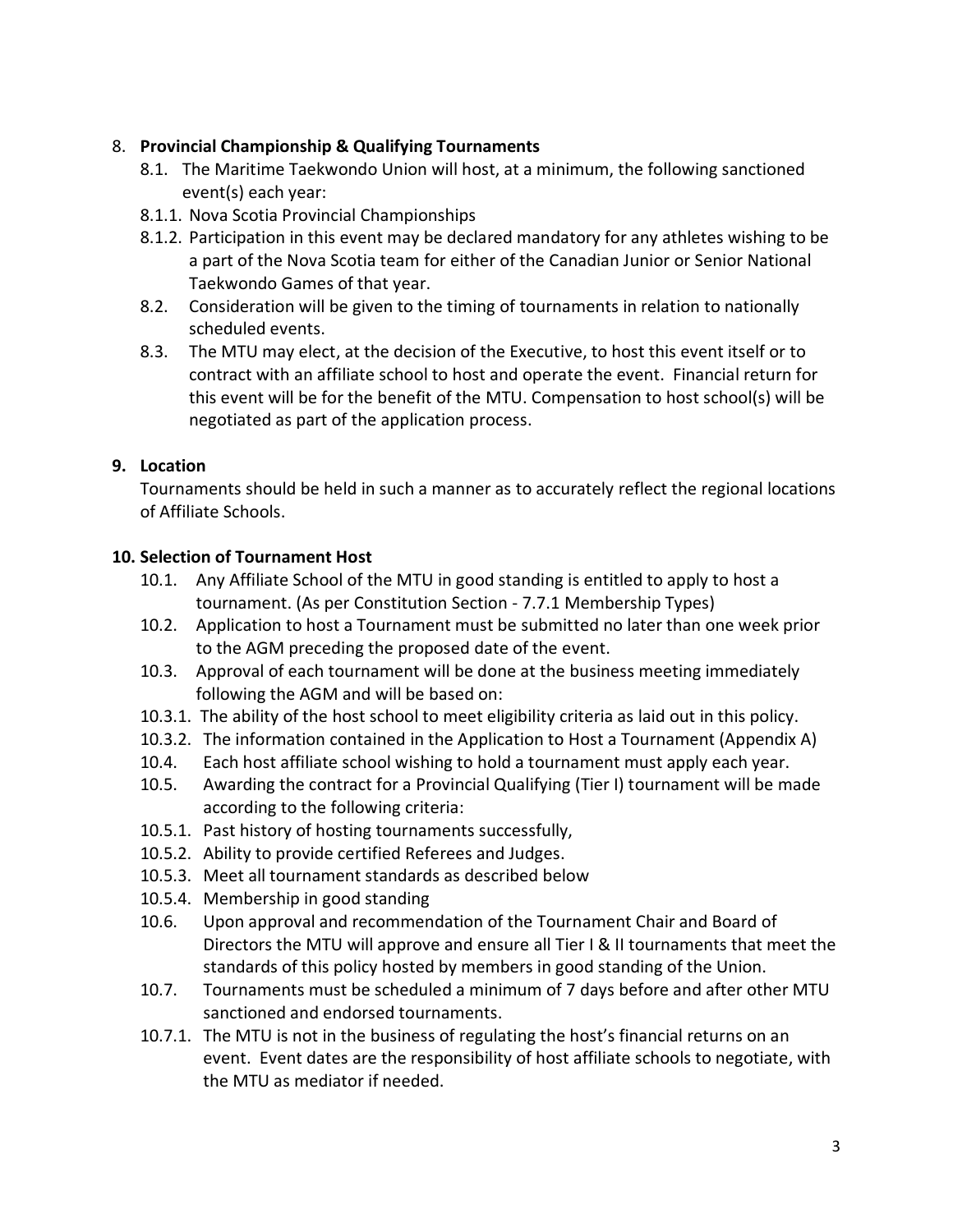8. **Provincial Championship & Qualifying Tournaments**
   - 8.1. The Maritime Taekwondo Union will host, at a minimum, the following sanctioned event(s) each year:
   - 8.1.1. Nova Scotia Provincial Championships
   - 8.1.2. Participation in this event may be declared mandatory for any athletes wishing to be a part of the Nova Scotia team for either of the Canadian Junior or Senior National Taekwondo Games of that year.
   - 8.2. Consideration will be given to the timing of tournaments in relation to nationally scheduled events.
   - 8.3. The MTU may elect, at the decision of the Executive, to host this event itself or to contract with an affiliate school to host and operate the event. Financial return for this event will be for the benefit of the MTU. Compensation to host school(s) will be negotiated as part of the application process.

**9. Location**

Tournaments should be held in such a manner as to accurately reflect the regional locations of Affiliate Schools.

**10. Selection of Tournament Host**

- 10.1. Any Affiliate School of the MTU in good standing is entitled to apply to host a tournament. (As per Constitution Section - 7.7.1 Membership Types)
- 10.2. Application to host a Tournament must be submitted no later than one week prior to the AGM preceding the proposed date of the event.
- 10.3. Approval of each tournament will be done at the business meeting immediately following the AGM and will be based on:
- 10.3.1. The ability of the host school to meet eligibility criteria as laid out in this policy.
- 10.3.2. The information contained in the Application to Host a Tournament (Appendix A)
- 10.4. Each host affiliate school wishing to hold a tournament must apply each year.
- 10.5. Awarding the contract for a Provincial Qualifying (Tier I) tournament will be made according to the following criteria:
- 10.5.1. Past history of hosting tournaments successfully,
- 10.5.2. Ability to provide certified Referees and Judges.
- 10.5.3. Meet all tournament standards as described below
- 10.5.4. Membership in good standing
- 10.6. Upon approval and recommendation of the Tournament Chair and Board of Directors the MTU will approve and ensure all Tier I & II tournaments that meet the standards of this policy hosted by members in good standing of the Union.
- 10.7. Tournaments must be scheduled a minimum of 7 days before and after other MTU sanctioned and endorsed tournaments.
- 10.7.1. The MTU is not in the business of regulating the host's financial returns on an event. Event dates are the responsibility of host affiliate schools to negotiate, with the MTU as mediator if needed.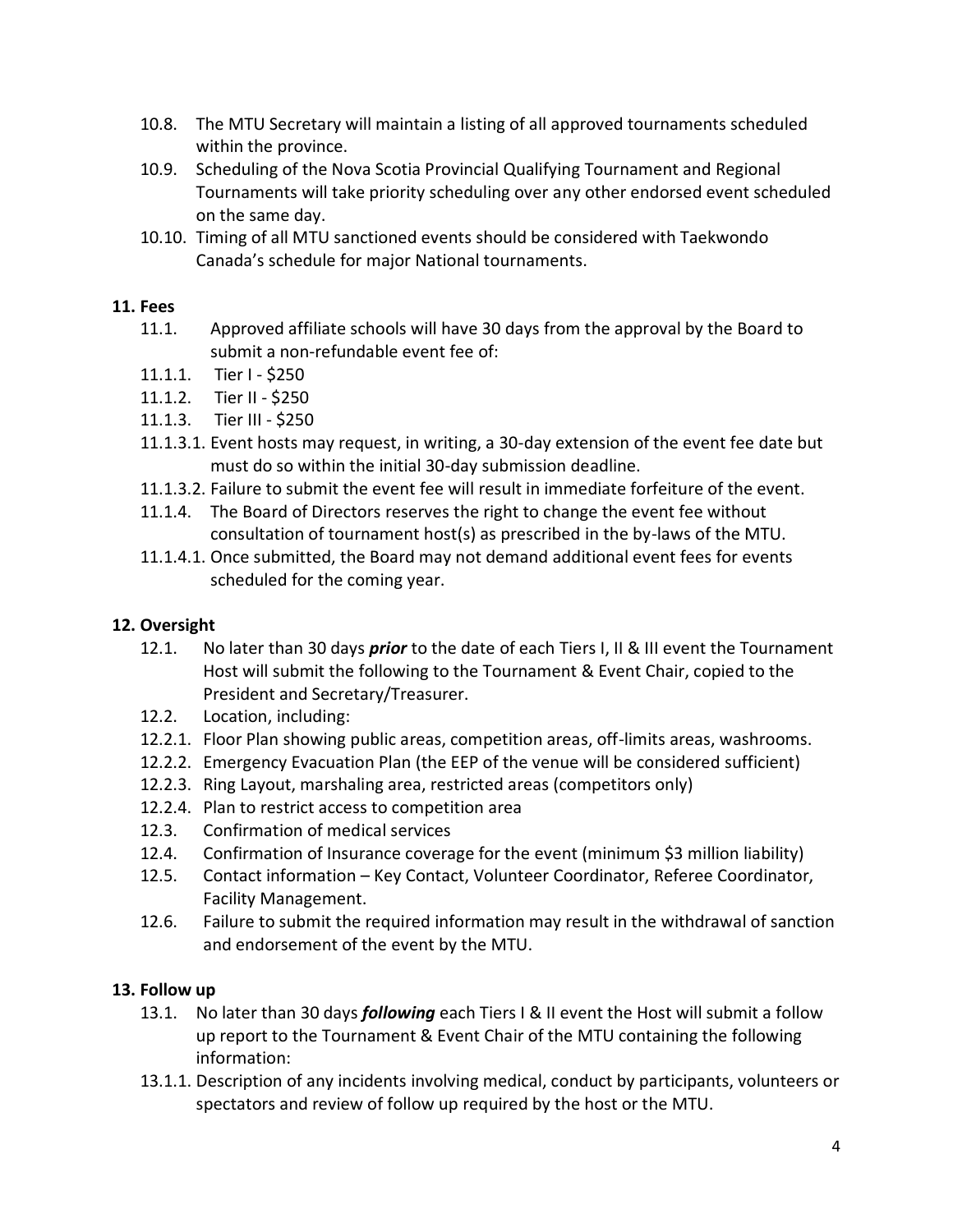10.8. The MTU Secretary will maintain a listing of all approved tournaments scheduled within the province.

10.9. Scheduling of the Nova Scotia Provincial Qualifying Tournament and Regional Tournaments will take priority scheduling over any other endorsed event scheduled on the same day.

10.10. Timing of all MTU sanctioned events should be considered with Taekwondo Canada's schedule for major National tournaments.

**11. Fees**

11.1. Approved affiliate schools will have 30 days from the approval by the Board to submit a non-refundable event fee of:

11.1.1. Tier I - $250

11.1.2. Tier II - $250

11.1.3. Tier III - $250

11.1.3.1. Event hosts may request, in writing, a 30-day extension of the event fee date but must do so within the initial 30-day submission deadline.

11.1.3.2. Failure to submit the event fee will result in immediate forfeiture of the event.

11.1.4. The Board of Directors reserves the right to change the event fee without consultation of tournament host(s) as prescribed in the by-laws of the MTU.

11.1.4.1. Once submitted, the Board may not demand additional event fees for events scheduled for the coming year.

**12. Oversight**

12.1. No later than 30 days ***prior*** to the date of each Tiers I, II & III event the Tournament Host will submit the following to the Tournament & Event Chair, copied to the President and Secretary/Treasurer.

12.2. Location, including:

12.2.1. Floor Plan showing public areas, competition areas, off-limits areas, washrooms.

12.2.2. Emergency Evacuation Plan (the EEP of the venue will be considered sufficient)

12.2.3. Ring Layout, marshaling area, restricted areas (competitors only)

12.2.4. Plan to restrict access to competition area

12.3. Confirmation of medical services

12.4. Confirmation of Insurance coverage for the event (minimum $3 million liability)

12.5. Contact information – Key Contact, Volunteer Coordinator, Referee Coordinator, Facility Management.

12.6. Failure to submit the required information may result in the withdrawal of sanction and endorsement of the event by the MTU.

**13. Follow up**

13.1. No later than 30 days ***following*** each Tiers I & II event the Host will submit a follow up report to the Tournament & Event Chair of the MTU containing the following information:

13.1.1. Description of any incidents involving medical, conduct by participants, volunteers or spectators and review of follow up required by the host or the MTU.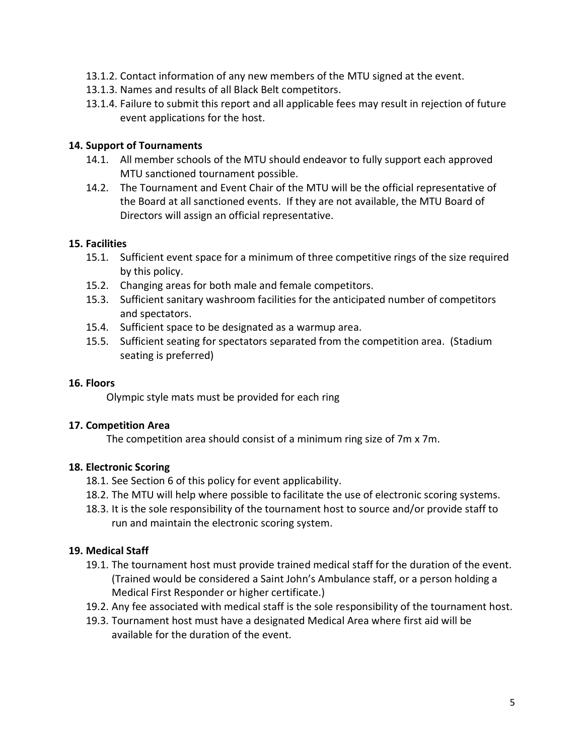13.1.2. Contact information of any new members of the MTU signed at the event.
13.1.3. Names and results of all Black Belt competitors.
13.1.4. Failure to submit this report and all applicable fees may result in rejection of future event applications for the host.

**14. Support of Tournaments**

14.1. All member schools of the MTU should endeavor to fully support each approved MTU sanctioned tournament possible.
14.2. The Tournament and Event Chair of the MTU will be the official representative of the Board at all sanctioned events. If they are not available, the MTU Board of Directors will assign an official representative.

**15. Facilities**

15.1. Sufficient event space for a minimum of three competitive rings of the size required by this policy.
15.2. Changing areas for both male and female competitors.
15.3. Sufficient sanitary washroom facilities for the anticipated number of competitors and spectators.
15.4. Sufficient space to be designated as a warmup area.
15.5. Sufficient seating for spectators separated from the competition area. (Stadium seating is preferred)

**16. Floors**

Olympic style mats must be provided for each ring

**17. Competition Area**

The competition area should consist of a minimum ring size of 7m x 7m.

**18. Electronic Scoring**

18.1. See Section 6 of this policy for event applicability.
18.2. The MTU will help where possible to facilitate the use of electronic scoring systems.
18.3. It is the sole responsibility of the tournament host to source and/or provide staff to run and maintain the electronic scoring system.

**19. Medical Staff**

19.1. The tournament host must provide trained medical staff for the duration of the event. (Trained would be considered a Saint John's Ambulance staff, or a person holding a Medical First Responder or higher certificate.)
19.2. Any fee associated with medical staff is the sole responsibility of the tournament host.
19.3. Tournament host must have a designated Medical Area where first aid will be available for the duration of the event.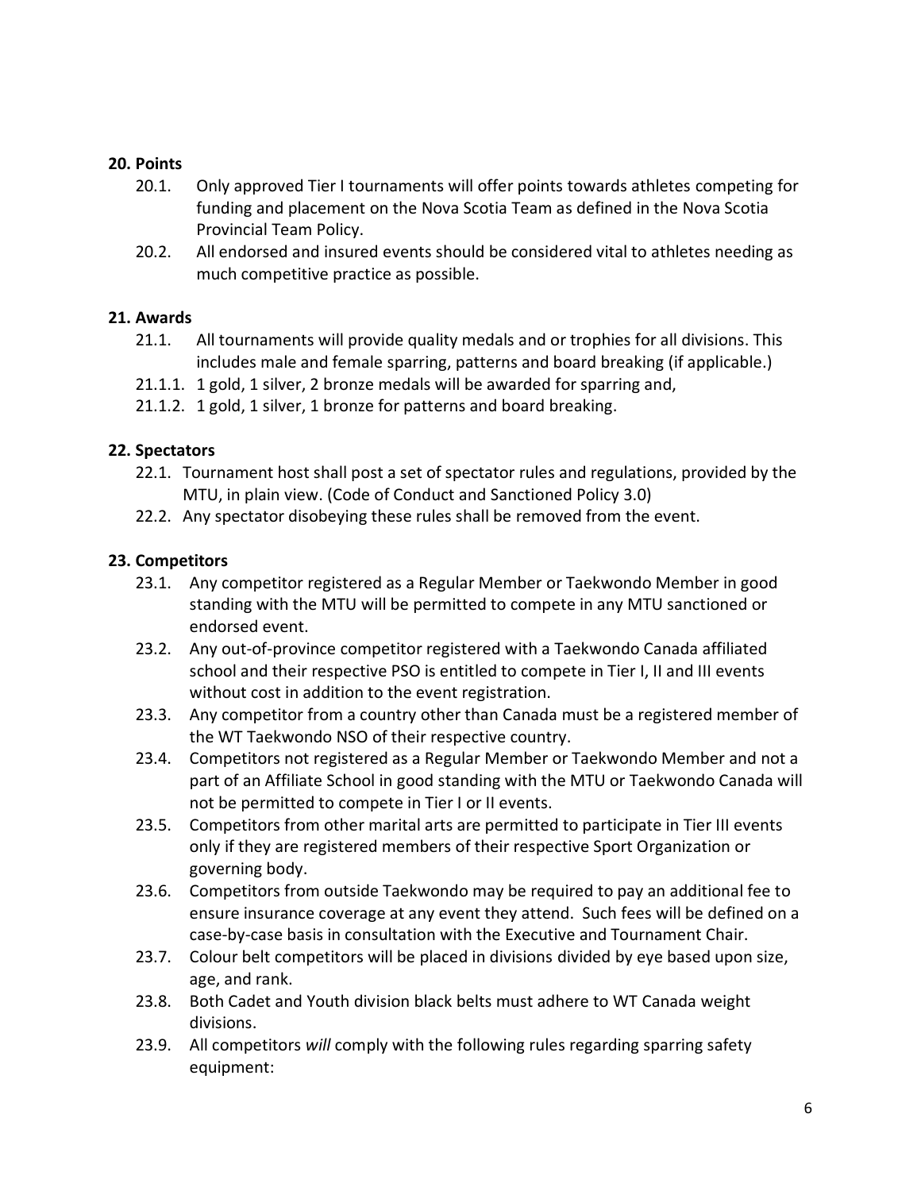## 20. Points

20.1. Only approved Tier I tournaments will offer points towards athletes competing for funding and placement on the Nova Scotia Team as defined in the Nova Scotia Provincial Team Policy.

20.2. All endorsed and insured events should be considered vital to athletes needing as much competitive practice as possible.

## 21. Awards

21.1. All tournaments will provide quality medals and or trophies for all divisions. This includes male and female sparring, patterns and board breaking (if applicable.)

21.1.1. 1 gold, 1 silver, 2 bronze medals will be awarded for sparring and,

21.1.2. 1 gold, 1 silver, 1 bronze for patterns and board breaking.

## 22. Spectators

22.1. Tournament host shall post a set of spectator rules and regulations, provided by the MTU, in plain view. (Code of Conduct and Sanctioned Policy 3.0)

22.2. Any spectator disobeying these rules shall be removed from the event.

## 23. Competitors

23.1. Any competitor registered as a Regular Member or Taekwondo Member in good standing with the MTU will be permitted to compete in any MTU sanctioned or endorsed event.

23.2. Any out-of-province competitor registered with a Taekwondo Canada affiliated school and their respective PSO is entitled to compete in Tier I, II and III events without cost in addition to the event registration.

23.3. Any competitor from a country other than Canada must be a registered member of the WT Taekwondo NSO of their respective country.

23.4. Competitors not registered as a Regular Member or Taekwondo Member and not a part of an Affiliate School in good standing with the MTU or Taekwondo Canada will not be permitted to compete in Tier I or II events.

23.5. Competitors from other marital arts are permitted to participate in Tier III events only if they are registered members of their respective Sport Organization or governing body.

23.6. Competitors from outside Taekwondo may be required to pay an additional fee to ensure insurance coverage at any event they attend. Such fees will be defined on a case-by-case basis in consultation with the Executive and Tournament Chair.

23.7. Colour belt competitors will be placed in divisions divided by eye based upon size, age, and rank.

23.8. Both Cadet and Youth division black belts must adhere to WT Canada weight divisions.

23.9. All competitors *will* comply with the following rules regarding sparring safety equipment: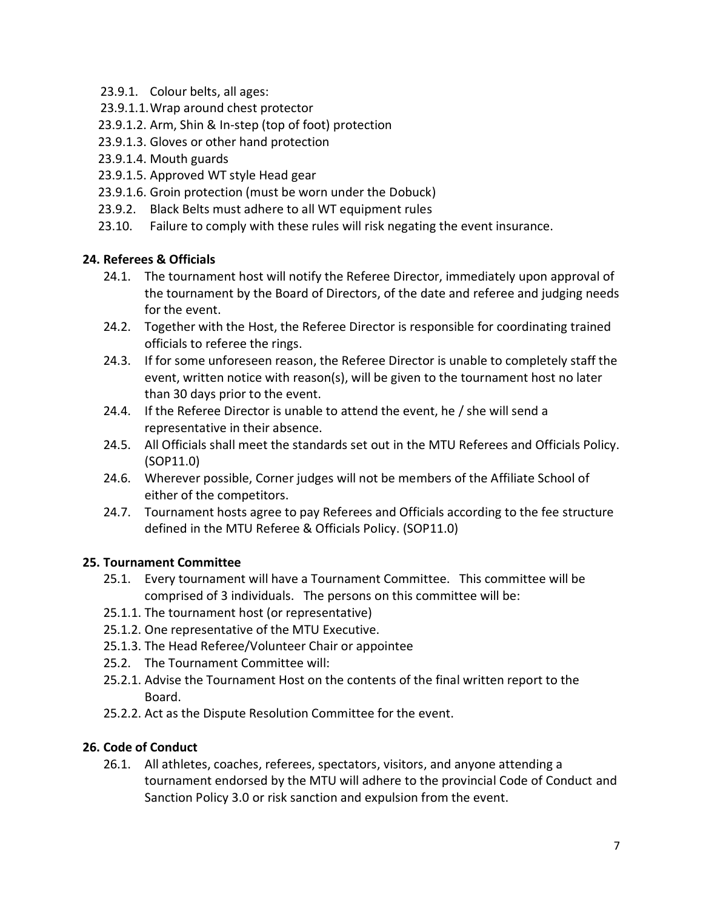23.9.1. Colour belts, all ages:

23.9.1.1. Wrap around chest protector

23.9.1.2. Arm, Shin & In-step (top of foot) protection

23.9.1.3. Gloves or other hand protection

23.9.1.4. Mouth guards

23.9.1.5. Approved WT style Head gear

23.9.1.6. Groin protection (must be worn under the Dobuck)

23.9.2. Black Belts must adhere to all WT equipment rules

23.10. Failure to comply with these rules will risk negating the event insurance.

**24. Referees & Officials**

24.1. The tournament host will notify the Referee Director, immediately upon approval of the tournament by the Board of Directors, of the date and referee and judging needs for the event.

24.2. Together with the Host, the Referee Director is responsible for coordinating trained officials to referee the rings.

24.3. If for some unforeseen reason, the Referee Director is unable to completely staff the event, written notice with reason(s), will be given to the tournament host no later than 30 days prior to the event.

24.4. If the Referee Director is unable to attend the event, he / she will send a representative in their absence.

24.5. All Officials shall meet the standards set out in the MTU Referees and Officials Policy. (SOP11.0)

24.6. Wherever possible, Corner judges will not be members of the Affiliate School of either of the competitors.

24.7. Tournament hosts agree to pay Referees and Officials according to the fee structure defined in the MTU Referee & Officials Policy. (SOP11.0)

**25. Tournament Committee**

25.1. Every tournament will have a Tournament Committee. This committee will be comprised of 3 individuals. The persons on this committee will be:

25.1.1. The tournament host (or representative)

25.1.2. One representative of the MTU Executive.

25.1.3. The Head Referee/Volunteer Chair or appointee

25.2. The Tournament Committee will:

25.2.1. Advise the Tournament Host on the contents of the final written report to the Board.

25.2.2. Act as the Dispute Resolution Committee for the event.

**26. Code of Conduct**

26.1. All athletes, coaches, referees, spectators, visitors, and anyone attending a tournament endorsed by the MTU will adhere to the provincial Code of Conduct and Sanction Policy 3.0 or risk sanction and expulsion from the event.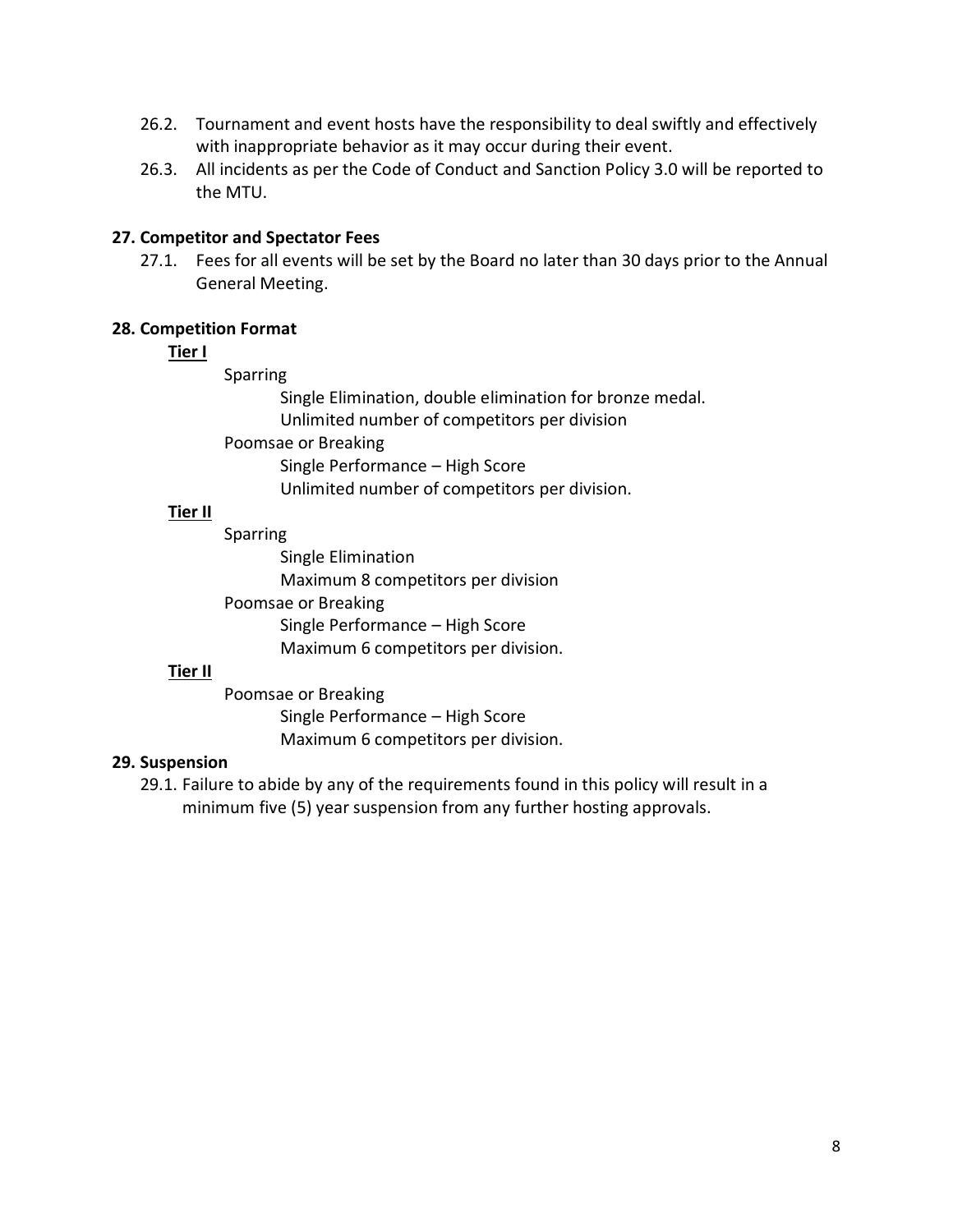26.2. Tournament and event hosts have the responsibility to deal swiftly and effectively with inappropriate behavior as it may occur during their event.

26.3. All incidents as per the Code of Conduct and Sanction Policy 3.0 will be reported to the MTU.

**27. Competitor and Spectator Fees**

27.1. Fees for all events will be set by the Board no later than 30 days prior to the Annual General Meeting.

**28. Competition Format**

**Tier I**

Sparring

Single Elimination, double elimination for bronze medal.
Unlimited number of competitors per division

Poomsae or Breaking

Single Performance – High Score
Unlimited number of competitors per division.

**Tier II**

Sparring

Single Elimination
Maximum 8 competitors per division

Poomsae or Breaking

Single Performance – High Score
Maximum 6 competitors per division.

**Tier II**

Poomsae or Breaking

Single Performance – High Score
Maximum 6 competitors per division.

**29. Suspension**

29.1. Failure to abide by any of the requirements found in this policy will result in a minimum five (5) year suspension from any further hosting approvals.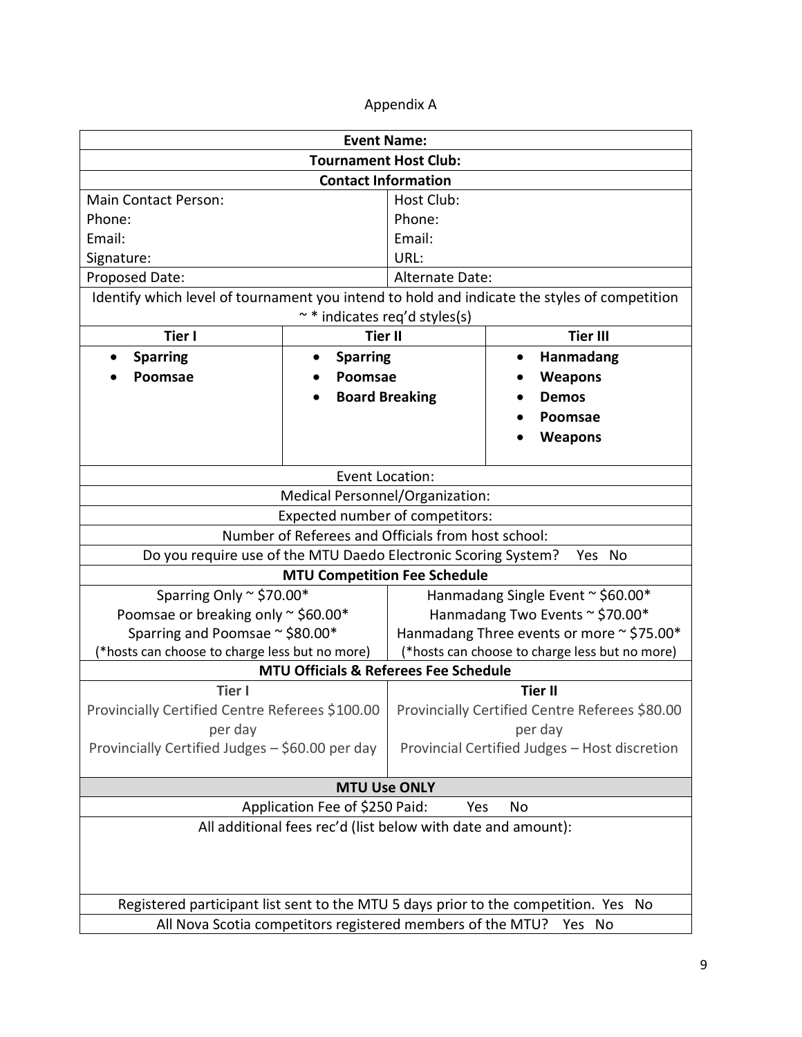Appendix A

| Event Name: | | | |
|---|---|---|---|
| **Tournament Host Club:** | | | |
| **Contact Information** | | | |
| Main Contact Person:<br>Phone:<br>Email:<br>Signature: | | Host Club:<br>Phone:<br>Email:<br>URL: | |
| Proposed Date: | | Alternate Date: | |
| Identify which level of tournament you intend to hold and indicate the styles of competition ~ * indicates req'd styles(s) | | | |
| **Tier I** | **Tier II** | | **Tier III** |
| • **Sparring**<br>• **Poomsae** | • **Sparring**<br>• **Poomsae**<br>• **Board Breaking** | | • **Hanmadang**<br>• **Weapons**<br>• **Demos**<br>• **Poomsae**<br>• **Weapons** |
| Event Location: | | | |
| Medical Personnel/Organization: | | | |
| Expected number of competitors: | | | |
| Number of Referees and Officials from host school: | | | |
| Do you require use of the MTU Daedo Electronic Scoring System? Yes No | | | |
| **MTU Competition Fee Schedule** | | | |
| Sparring Only ~ $70.00*<br>Poomsae or breaking only ~ $60.00*<br>Sparring and Poomsae ~ $80.00*<br>(*hosts can choose to charge less but no more) | | Hanmadang Single Event ~ $60.00*<br>Hanmadang Two Events ~ $70.00*<br>Hanmadang Three events or more ~ $75.00*<br>(*hosts can choose to charge less but no more) | |
| **MTU Officials & Referees Fee Schedule** | | | |
| **Tier I**<br>Provincially Certified Centre Referees $100.00 per day<br>Provincially Certified Judges – $60.00 per day | | **Tier II**<br>Provincially Certified Centre Referees $80.00 per day<br>Provincial Certified Judges – Host discretion | |
| **MTU Use ONLY** | | | |
| Application Fee of $250 Paid: Yes No | | | |
| All additional fees rec'd (list below with date and amount): | | | |
| Registered participant list sent to the MTU 5 days prior to the competition. Yes No | | | |
| All Nova Scotia competitors registered members of the MTU? Yes No | | | |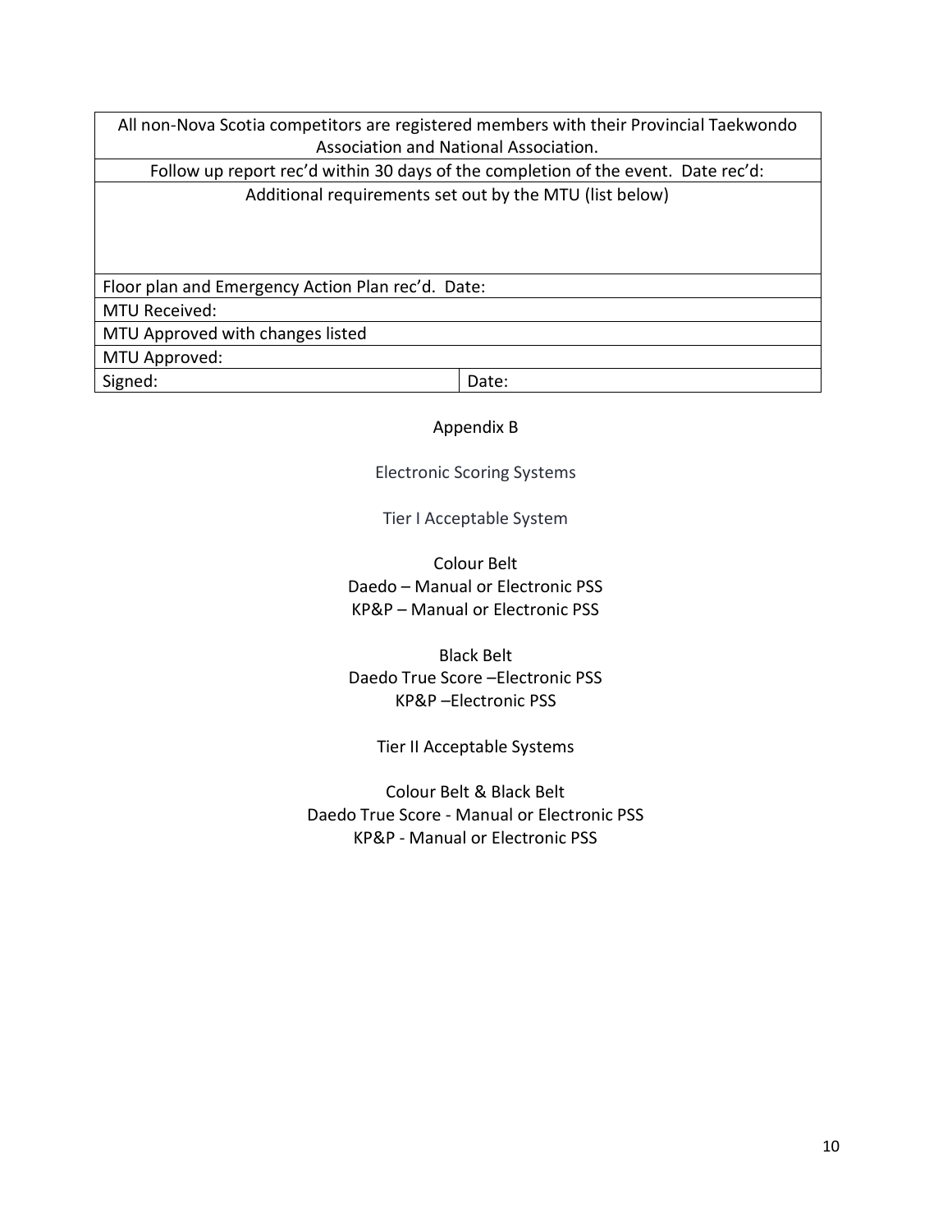| | |
|---|---|
| All non-Nova Scotia competitors are registered members with their Provincial Taekwondo Association and National Association. | |
| Follow up report rec'd within 30 days of the completion of the event. Date rec'd: | |
| Additional requirements set out by the MTU (list below) | |
| Floor plan and Emergency Action Plan rec'd. Date: | |
| MTU Received: | |
| MTU Approved with changes listed | |
| MTU Approved: | |
| Signed: | Date: |

# Appendix B

## Electronic Scoring Systems

### Tier I Acceptable System

Colour Belt
Daedo – Manual or Electronic PSS
KP&P – Manual or Electronic PSS

Black Belt
Daedo True Score –Electronic PSS
KP&P –Electronic PSS

### Tier II Acceptable Systems

Colour Belt & Black Belt
Daedo True Score - Manual or Electronic PSS
KP&P - Manual or Electronic PSS